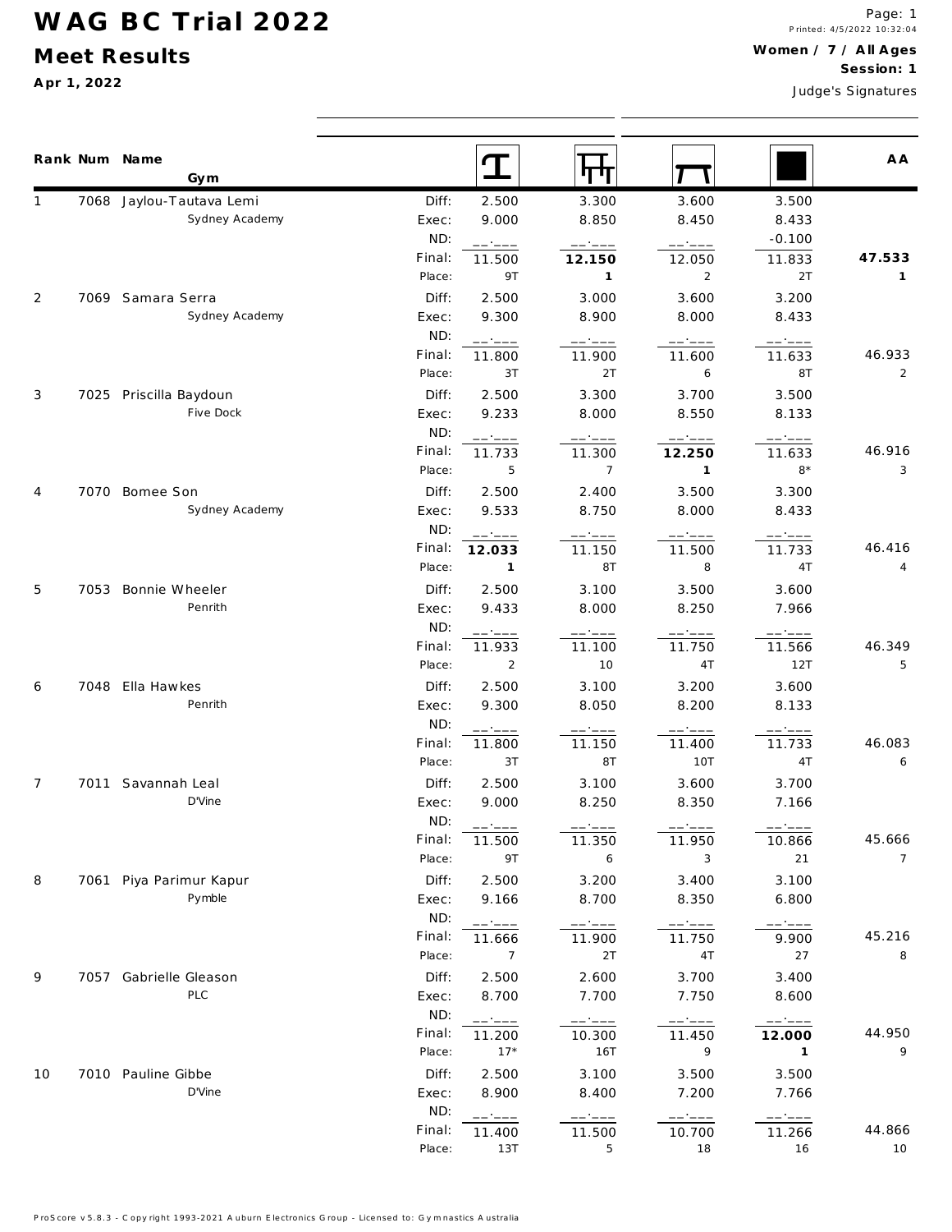# WAG BC Trial 2022

## Meet Results

**Apr 1, 2022**

Page: 1
Printed: 4/5/2022 10:32:04

**Women / 7 / All Ages**
**Session: 1**

Judge's Signatures

| Rank | Num | Name / Gym | | Vault | Bars | Beam | Floor | AA |
|---|---|---|---|---|---|---|---|---|
| 1 | 7068 | Jaylou-Tautava Lemi | Diff: | 2.500 | 3.300 | 3.600 | 3.500 | |
| | | Sydney Academy | Exec: | 9.000 | 8.850 | 8.450 | 8.433 | |
| | | | ND: | __.___ | __.___ | __.___ | -0.100 | |
| | | | Final: | 11.500 | **12.150** | 12.050 | 11.833 | **47.533** |
| | | | Place: | 9T | **1** | 2 | 2T | **1** |
| 2 | 7069 | Samara Serra | Diff: | 2.500 | 3.000 | 3.600 | 3.200 | |
| | | Sydney Academy | Exec: | 9.300 | 8.900 | 8.000 | 8.433 | |
| | | | ND: | __.___ | __.___ | __.___ | __.___ | |
| | | | Final: | 11.800 | 11.900 | 11.600 | 11.633 | 46.933 |
| | | | Place: | 3T | 2T | 6 | 8T | 2 |
| 3 | 7025 | Priscilla Baydoun | Diff: | 2.500 | 3.300 | 3.700 | 3.500 | |
| | | Five Dock | Exec: | 9.233 | 8.000 | 8.550 | 8.133 | |
| | | | ND: | __.___ | __.___ | __.___ | __.___ | |
| | | | Final: | 11.733 | 11.300 | **12.250** | 11.633 | 46.916 |
| | | | Place: | 5 | 7 | **1** | 8* | 3 |
| 4 | 7070 | Bomee Son | Diff: | 2.500 | 2.400 | 3.500 | 3.300 | |
| | | Sydney Academy | Exec: | 9.533 | 8.750 | 8.000 | 8.433 | |
| | | | ND: | __.___ | __.___ | __.___ | __.___ | |
| | | | Final: | **12.033** | 11.150 | 11.500 | 11.733 | 46.416 |
| | | | Place: | **1** | 8T | 8 | 4T | 4 |
| 5 | 7053 | Bonnie Wheeler | Diff: | 2.500 | 3.100 | 3.500 | 3.600 | |
| | | Penrith | Exec: | 9.433 | 8.000 | 8.250 | 7.966 | |
| | | | ND: | __.___ | __.___ | __.___ | __.___ | |
| | | | Final: | 11.933 | 11.100 | 11.750 | 11.566 | 46.349 |
| | | | Place: | 2 | 10 | 4T | 12T | 5 |
| 6 | 7048 | Ella Hawkes | Diff: | 2.500 | 3.100 | 3.200 | 3.600 | |
| | | Penrith | Exec: | 9.300 | 8.050 | 8.200 | 8.133 | |
| | | | ND: | __.___ | __.___ | __.___ | __.___ | |
| | | | Final: | 11.800 | 11.150 | 11.400 | 11.733 | 46.083 |
| | | | Place: | 3T | 8T | 10T | 4T | 6 |
| 7 | 7011 | Savannah Leal | Diff: | 2.500 | 3.100 | 3.600 | 3.700 | |
| | | D'Vine | Exec: | 9.000 | 8.250 | 8.350 | 7.166 | |
| | | | ND: | __.___ | __.___ | __.___ | __.___ | |
| | | | Final: | 11.500 | 11.350 | 11.950 | 10.866 | 45.666 |
| | | | Place: | 9T | 6 | 3 | 21 | 7 |
| 8 | 7061 | Piya Parimur Kapur | Diff: | 2.500 | 3.200 | 3.400 | 3.100 | |
| | | Pymble | Exec: | 9.166 | 8.700 | 8.350 | 6.800 | |
| | | | ND: | __.___ | __.___ | __.___ | __.___ | |
| | | | Final: | 11.666 | 11.900 | 11.750 | 9.900 | 45.216 |
| | | | Place: | 7 | 2T | 4T | 27 | 8 |
| 9 | 7057 | Gabrielle Gleason | Diff: | 2.500 | 2.600 | 3.700 | 3.400 | |
| | | PLC | Exec: | 8.700 | 7.700 | 7.750 | 8.600 | |
| | | | ND: | __.___ | __.___ | __.___ | __.___ | |
| | | | Final: | 11.200 | 10.300 | 11.450 | **12.000** | 44.950 |
| | | | Place: | 17* | 16T | 9 | **1** | 9 |
| 10 | 7010 | Pauline Gibbe | Diff: | 2.500 | 3.100 | 3.500 | 3.500 | |
| | | D'Vine | Exec: | 8.900 | 8.400 | 7.200 | 7.766 | |
| | | | ND: | __.___ | __.___ | __.___ | __.___ | |
| | | | Final: | 11.400 | 11.500 | 10.700 | 11.266 | 44.866 |
| | | | Place: | 13T | 5 | 18 | 16 | 10 |

ProScore v5.8.3 - Copyright 1993-2021 Auburn Electronics Group - Licensed to: Gymnastics Australia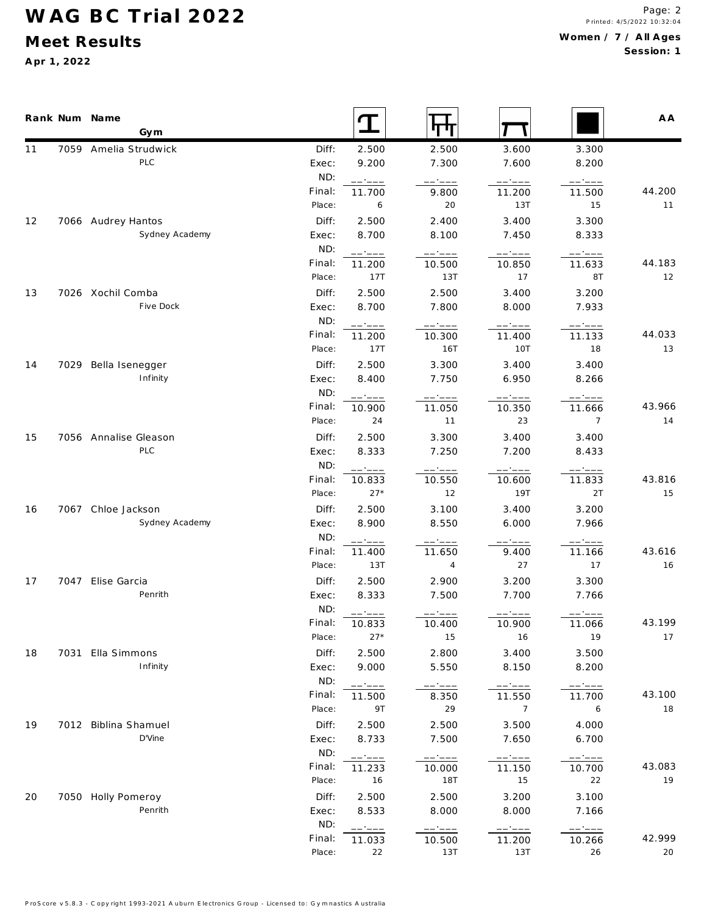# WAG BC Trial 2022

## Meet Results

**Apr 1, 2022**

**Women / 7 / All Ages**
**Session: 1**

| Rank | Num | Name / Gym | | Vault | Bars | Beam | Floor | AA |
|---|---|---|---|---|---|---|---|---|
| 11 | 7059 | Amelia Strudwick | Diff: | 2.500 | 2.500 | 3.600 | 3.300 | |
| | | PLC | Exec: | 9.200 | 7.300 | 7.600 | 8.200 | |
| | | | ND: | __.___ | __.___ | __.___ | __.___ | |
| | | | Final: | 11.700 | 9.800 | 11.200 | 11.500 | 44.200 |
| | | | Place: | 6 | 20 | 13T | 15 | 11 |
| 12 | 7066 | Audrey Hantos | Diff: | 2.500 | 2.400 | 3.400 | 3.300 | |
| | | Sydney Academy | Exec: | 8.700 | 8.100 | 7.450 | 8.333 | |
| | | | ND: | __.___ | __.___ | __.___ | __.___ | |
| | | | Final: | 11.200 | 10.500 | 10.850 | 11.633 | 44.183 |
| | | | Place: | 17T | 13T | 17 | 8T | 12 |
| 13 | 7026 | Xochil Comba | Diff: | 2.500 | 2.500 | 3.400 | 3.200 | |
| | | Five Dock | Exec: | 8.700 | 7.800 | 8.000 | 7.933 | |
| | | | ND: | __.___ | __.___ | __.___ | __.___ | |
| | | | Final: | 11.200 | 10.300 | 11.400 | 11.133 | 44.033 |
| | | | Place: | 17T | 16T | 10T | 18 | 13 |
| 14 | 7029 | Bella Isenegger | Diff: | 2.500 | 3.300 | 3.400 | 3.400 | |
| | | Infinity | Exec: | 8.400 | 7.750 | 6.950 | 8.266 | |
| | | | ND: | __.___ | __.___ | __.___ | __.___ | |
| | | | Final: | 10.900 | 11.050 | 10.350 | 11.666 | 43.966 |
| | | | Place: | 24 | 11 | 23 | 7 | 14 |
| 15 | 7056 | Annalise Gleason | Diff: | 2.500 | 3.300 | 3.400 | 3.400 | |
| | | PLC | Exec: | 8.333 | 7.250 | 7.200 | 8.433 | |
| | | | ND: | __.___ | __.___ | __.___ | __.___ | |
| | | | Final: | 10.833 | 10.550 | 10.600 | 11.833 | 43.816 |
| | | | Place: | 27* | 12 | 19T | 2T | 15 |
| 16 | 7067 | Chloe Jackson | Diff: | 2.500 | 3.100 | 3.400 | 3.200 | |
| | | Sydney Academy | Exec: | 8.900 | 8.550 | 6.000 | 7.966 | |
| | | | ND: | __.___ | __.___ | __.___ | __.___ | |
| | | | Final: | 11.400 | 11.650 | 9.400 | 11.166 | 43.616 |
| | | | Place: | 13T | 4 | 27 | 17 | 16 |
| 17 | 7047 | Elise Garcia | Diff: | 2.500 | 2.900 | 3.200 | 3.300 | |
| | | Penrith | Exec: | 8.333 | 7.500 | 7.700 | 7.766 | |
| | | | ND: | __.___ | __.___ | __.___ | __.___ | |
| | | | Final: | 10.833 | 10.400 | 10.900 | 11.066 | 43.199 |
| | | | Place: | 27* | 15 | 16 | 19 | 17 |
| 18 | 7031 | Ella Simmons | Diff: | 2.500 | 2.800 | 3.400 | 3.500 | |
| | | Infinity | Exec: | 9.000 | 5.550 | 8.150 | 8.200 | |
| | | | ND: | __.___ | __.___ | __.___ | __.___ | |
| | | | Final: | 11.500 | 8.350 | 11.550 | 11.700 | 43.100 |
| | | | Place: | 9T | 29 | 7 | 6 | 18 |
| 19 | 7012 | Biblina Shamuel | Diff: | 2.500 | 2.500 | 3.500 | 4.000 | |
| | | D'Vine | Exec: | 8.733 | 7.500 | 7.650 | 6.700 | |
| | | | ND: | __.___ | __.___ | __.___ | __.___ | |
| | | | Final: | 11.233 | 10.000 | 11.150 | 10.700 | 43.083 |
| | | | Place: | 16 | 18T | 15 | 22 | 19 |
| 20 | 7050 | Holly Pomeroy | Diff: | 2.500 | 2.500 | 3.200 | 3.100 | |
| | | Penrith | Exec: | 8.533 | 8.000 | 8.000 | 7.166 | |
| | | | ND: | __.___ | __.___ | __.___ | __.___ | |
| | | | Final: | 11.033 | 10.500 | 11.200 | 10.266 | 42.999 |
| | | | Place: | 22 | 13T | 13T | 26 | 20 |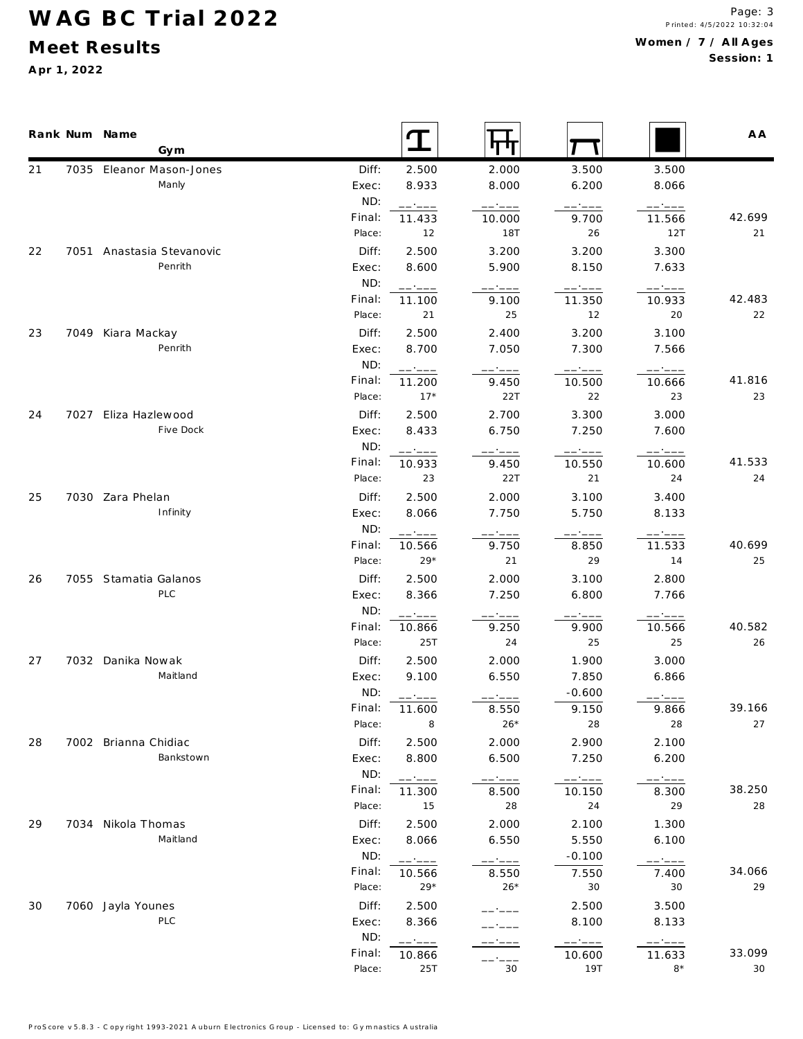# WAG BC Trial 2022

## Meet Results

**Apr 1, 2022**

**Women / 7 / All Ages**
**Session: 1**

| Rank | Num | Name / Gym | | Vault | Bars | Beam | Floor | AA |
|---|---|---|---|---|---|---|---|---|
| 21 | 7035 | Eleanor Mason-Jones | Diff: | 2.500 | 2.000 | 3.500 | 3.500 | |
| | | Manly | Exec: | 8.933 | 8.000 | 6.200 | 8.066 | |
| | | | ND: | __.___ | __.___ | __.___ | __.___ | |
| | | | Final: | 11.433 | 10.000 | 9.700 | 11.566 | 42.699 |
| | | | Place: | 12 | 18T | 26 | 12T | 21 |
| 22 | 7051 | Anastasia Stevanovic | Diff: | 2.500 | 3.200 | 3.200 | 3.300 | |
| | | Penrith | Exec: | 8.600 | 5.900 | 8.150 | 7.633 | |
| | | | ND: | __.___ | __.___ | __.___ | __.___ | |
| | | | Final: | 11.100 | 9.100 | 11.350 | 10.933 | 42.483 |
| | | | Place: | 21 | 25 | 12 | 20 | 22 |
| 23 | 7049 | Kiara Mackay | Diff: | 2.500 | 2.400 | 3.200 | 3.100 | |
| | | Penrith | Exec: | 8.700 | 7.050 | 7.300 | 7.566 | |
| | | | ND: | __.___ | __.___ | __.___ | __.___ | |
| | | | Final: | 11.200 | 9.450 | 10.500 | 10.666 | 41.816 |
| | | | Place: | 17* | 22T | 22 | 23 | 23 |
| 24 | 7027 | Eliza Hazlewood | Diff: | 2.500 | 2.700 | 3.300 | 3.000 | |
| | | Five Dock | Exec: | 8.433 | 6.750 | 7.250 | 7.600 | |
| | | | ND: | __.___ | __.___ | __.___ | __.___ | |
| | | | Final: | 10.933 | 9.450 | 10.550 | 10.600 | 41.533 |
| | | | Place: | 23 | 22T | 21 | 24 | 24 |
| 25 | 7030 | Zara Phelan | Diff: | 2.500 | 2.000 | 3.100 | 3.400 | |
| | | Infinity | Exec: | 8.066 | 7.750 | 5.750 | 8.133 | |
| | | | ND: | __.___ | __.___ | __.___ | __.___ | |
| | | | Final: | 10.566 | 9.750 | 8.850 | 11.533 | 40.699 |
| | | | Place: | 29* | 21 | 29 | 14 | 25 |
| 26 | 7055 | Stamatia Galanos | Diff: | 2.500 | 2.000 | 3.100 | 2.800 | |
| | | PLC | Exec: | 8.366 | 7.250 | 6.800 | 7.766 | |
| | | | ND: | __.___ | __.___ | __.___ | __.___ | |
| | | | Final: | 10.866 | 9.250 | 9.900 | 10.566 | 40.582 |
| | | | Place: | 25T | 24 | 25 | 25 | 26 |
| 27 | 7032 | Danika Nowak | Diff: | 2.500 | 2.000 | 1.900 | 3.000 | |
| | | Maitland | Exec: | 9.100 | 6.550 | 7.850 | 6.866 | |
| | | | ND: | __.___ | __.___ | -0.600 | __.___ | |
| | | | Final: | 11.600 | 8.550 | 9.150 | 9.866 | 39.166 |
| | | | Place: | 8 | 26* | 28 | 28 | 27 |
| 28 | 7002 | Brianna Chidiac | Diff: | 2.500 | 2.000 | 2.900 | 2.100 | |
| | | Bankstown | Exec: | 8.800 | 6.500 | 7.250 | 6.200 | |
| | | | ND: | __.___ | __.___ | __.___ | __.___ | |
| | | | Final: | 11.300 | 8.500 | 10.150 | 8.300 | 38.250 |
| | | | Place: | 15 | 28 | 24 | 29 | 28 |
| 29 | 7034 | Nikola Thomas | Diff: | 2.500 | 2.000 | 2.100 | 1.300 | |
| | | Maitland | Exec: | 8.066 | 6.550 | 5.550 | 6.100 | |
| | | | ND: | __.___ | __.___ | -0.100 | __.___ | |
| | | | Final: | 10.566 | 8.550 | 7.550 | 7.400 | 34.066 |
| | | | Place: | 29* | 26* | 30 | 30 | 29 |
| 30 | 7060 | Jayla Younes | Diff: | 2.500 | __.___ | 2.500 | 3.500 | |
| | | PLC | Exec: | 8.366 | __.___ | 8.100 | 8.133 | |
| | | | ND: | __.___ | __.___ | __.___ | __.___ | |
| | | | Final: | 10.866 | __.___ | 10.600 | 11.633 | 33.099 |
| | | | Place: | 25T | 30 | 19T | 8* | 30 |

ProScore v5.8.3 - Copyright 1993-2021 Auburn Electronics Group - Licensed to: Gymnastics Australia